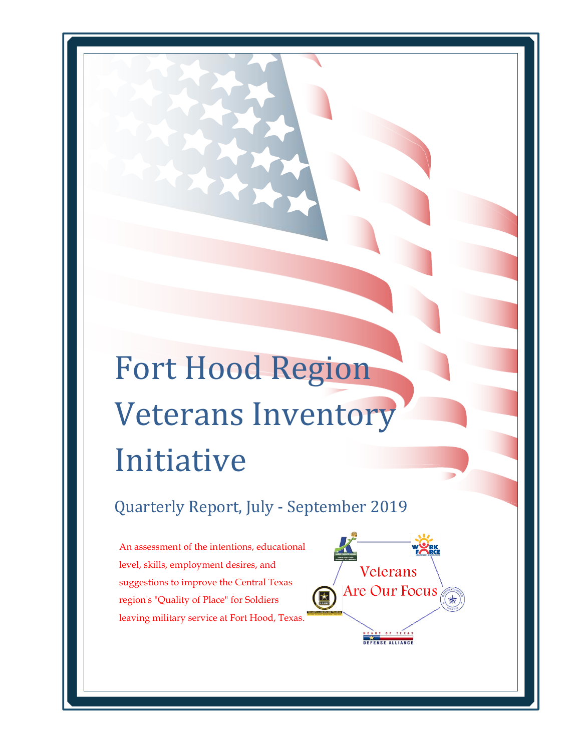# Fort Hood Region Veterans Inventory Initiative

## Quarterly Report, July - September 2019

An assessment of the intentions, educational level, skills, employment desires, and suggestions to improve the Central Texas region's "Quality of Place" for Soldiers leaving military service at Fort Hood, Texas.

Veterans Are Our Focus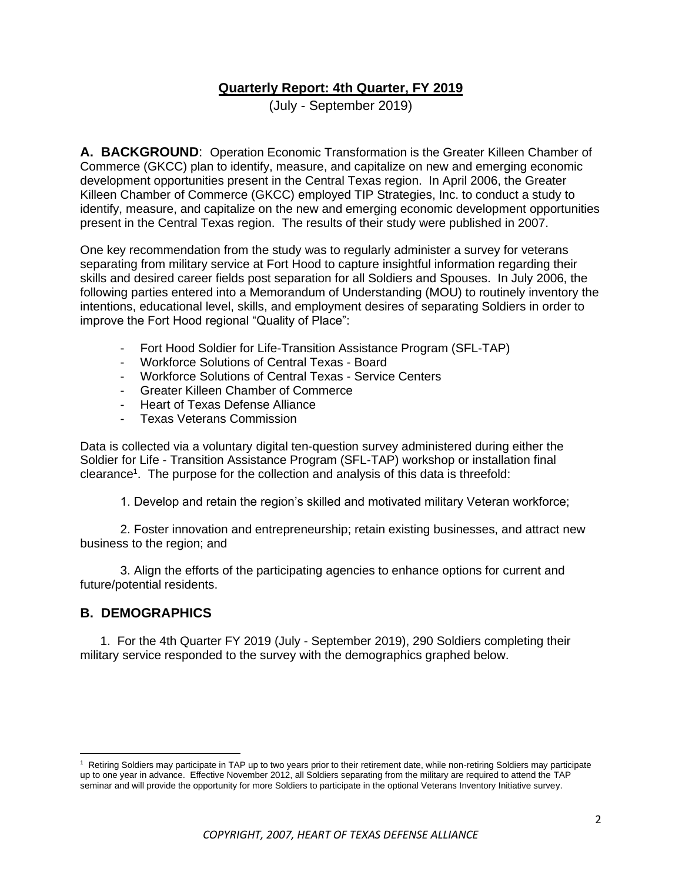## Quarterly Report: 4th Quarter, FY 2019

(July - September 2019)

**A. BACKGROUND**: Operation Economic Transformation is the Greater Killeen Chamber of Commerce (GKCC) plan to identify, measure, and capitalize on new and emerging economic development opportunities present in the Central Texas region. In April 2006, the Greater Killeen Chamber of Commerce (GKCC) employed TIP Strategies, Inc. to conduct a study to identify, measure, and capitalize on the new and emerging economic development opportunities present in the Central Texas region. The results of their study were published in 2007.

One key recommendation from the study was to regularly administer a survey for veterans separating from military service at Fort Hood to capture insightful information regarding their skills and desired career fields post separation for all Soldiers and Spouses. In July 2006, the following parties entered into a Memorandum of Understanding (MOU) to routinely inventory the intentions, educational level, skills, and employment desires of separating Soldiers in order to improve the Fort Hood regional "Quality of Place":

- Fort Hood Soldier for Life-Transition Assistance Program (SFL-TAP)
- Workforce Solutions of Central Texas - Board
- Workforce Solutions of Central Texas - Service Centers
- Greater Killeen Chamber of Commerce
- Heart of Texas Defense Alliance
- Texas Veterans Commission

Data is collected via a voluntary digital ten-question survey administered during either the Soldier for Life - Transition Assistance Program (SFL-TAP) workshop or installation final clearance[1]. The purpose for the collection and analysis of this data is threefold:

1. Develop and retain the region's skilled and motivated military Veteran workforce;

2. Foster innovation and entrepreneurship; retain existing businesses, and attract new business to the region; and

3. Align the efforts of the participating agencies to enhance options for current and future/potential residents.

## B. DEMOGRAPHICS

1. For the 4th Quarter FY 2019 (July - September 2019), 290 Soldiers completing their military service responded to the survey with the demographics graphed below.

[1] Retiring Soldiers may participate in TAP up to two years prior to their retirement date, while non-retiring Soldiers may participate up to one year in advance. Effective November 2012, all Soldiers separating from the military are required to attend the TAP seminar and will provide the opportunity for more Soldiers to participate in the optional Veterans Inventory Initiative survey.

*COPYRIGHT, 2007, HEART OF TEXAS DEFENSE ALLIANCE*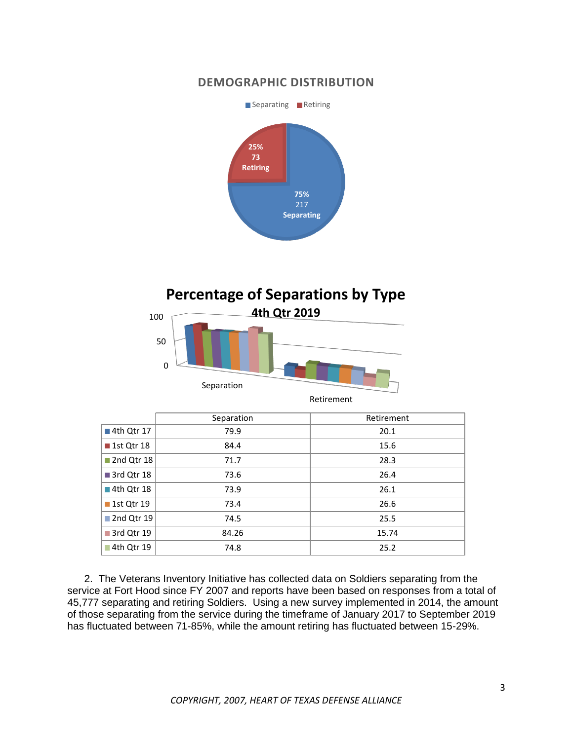## DEMOGRAPHIC DISTRIBUTION

Separating | Retiring

25% 73 Retiring

75% 217 Separating

## Percentage of Separations by Type

### 4th Qtr 2019

| | Separation | Retirement |
|---|---|---|
| 4th Qtr 17 | 79.9 | 20.1 |
| 1st Qtr 18 | 84.4 | 15.6 |
| 2nd Qtr 18 | 71.7 | 28.3 |
| 3rd Qtr 18 | 73.6 | 26.4 |
| 4th Qtr 18 | 73.9 | 26.1 |
| 1st Qtr 19 | 73.4 | 26.6 |
| 2nd Qtr 19 | 74.5 | 25.5 |
| 3rd Qtr 19 | 84.26 | 15.74 |
| 4th Qtr 19 | 74.8 | 25.2 |

2. The Veterans Inventory Initiative has collected data on Soldiers separating from the service at Fort Hood since FY 2007 and reports have been based on responses from a total of 45,777 separating and retiring Soldiers. Using a new survey implemented in 2014, the amount of those separating from the service during the timeframe of January 2017 to September 2019 has fluctuated between 71-85%, while the amount retiring has fluctuated between 15-29%.

*COPYRIGHT, 2007, HEART OF TEXAS DEFENSE ALLIANCE*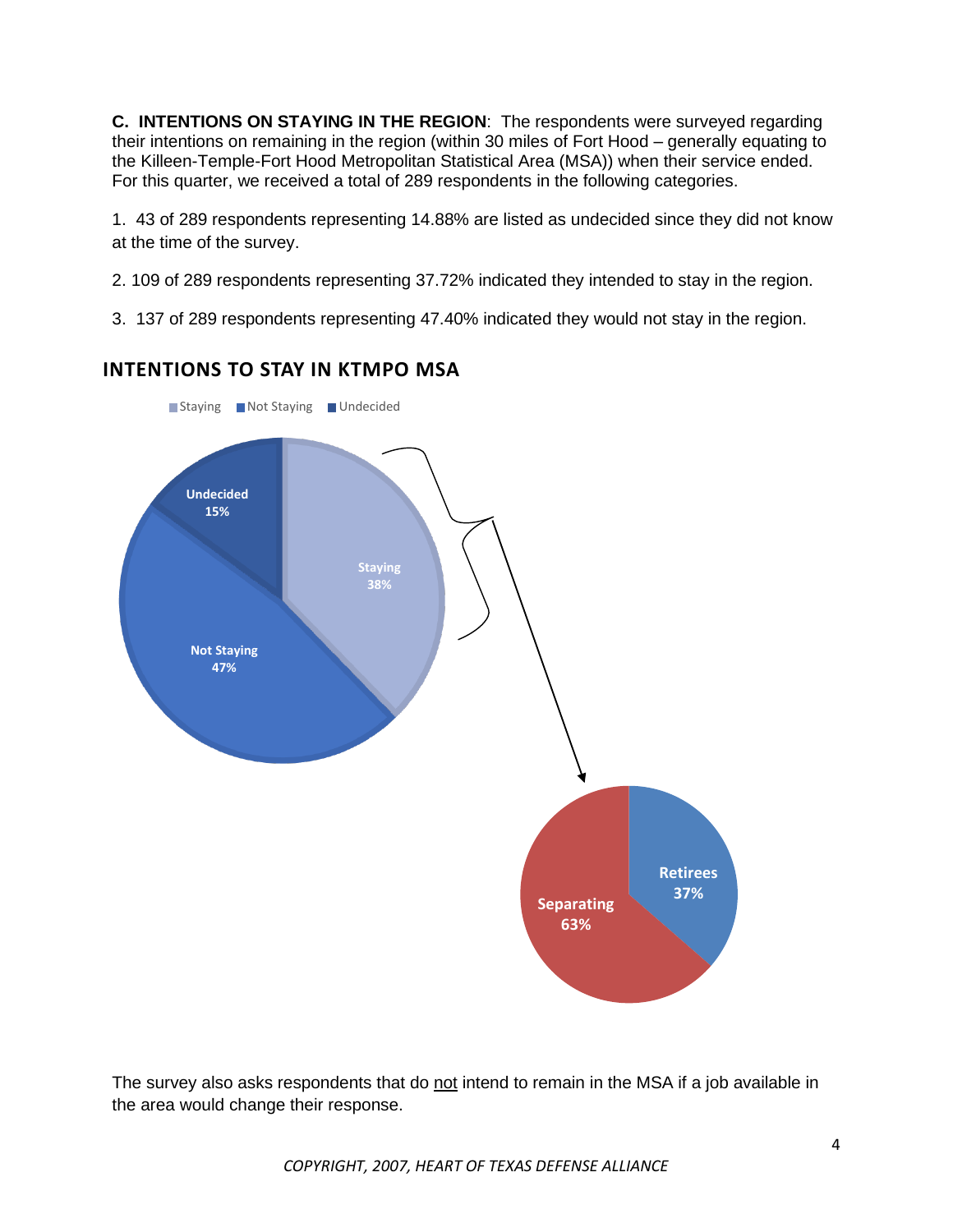**C. INTENTIONS ON STAYING IN THE REGION**: The respondents were surveyed regarding their intentions on remaining in the region (within 30 miles of Fort Hood – generally equating to the Killeen-Temple-Fort Hood Metropolitan Statistical Area (MSA)) when their service ended. For this quarter, we received a total of 289 respondents in the following categories.

1. 43 of 289 respondents representing 14.88% are listed as undecided since they did not know at the time of the survey.

2. 109 of 289 respondents representing 37.72% indicated they intended to stay in the region.

3. 137 of 289 respondents representing 47.40% indicated they would not stay in the region.

## INTENTIONS TO STAY IN KTMPO MSA

Staying | Not Staying | Undecided

Undecided 15%

Staying 38%

Not Staying 47%

Retirees 37%

Separating 63%

The survey also asks respondents that do not intend to remain in the MSA if a job available in the area would change their response.

*COPYRIGHT, 2007, HEART OF TEXAS DEFENSE ALLIANCE*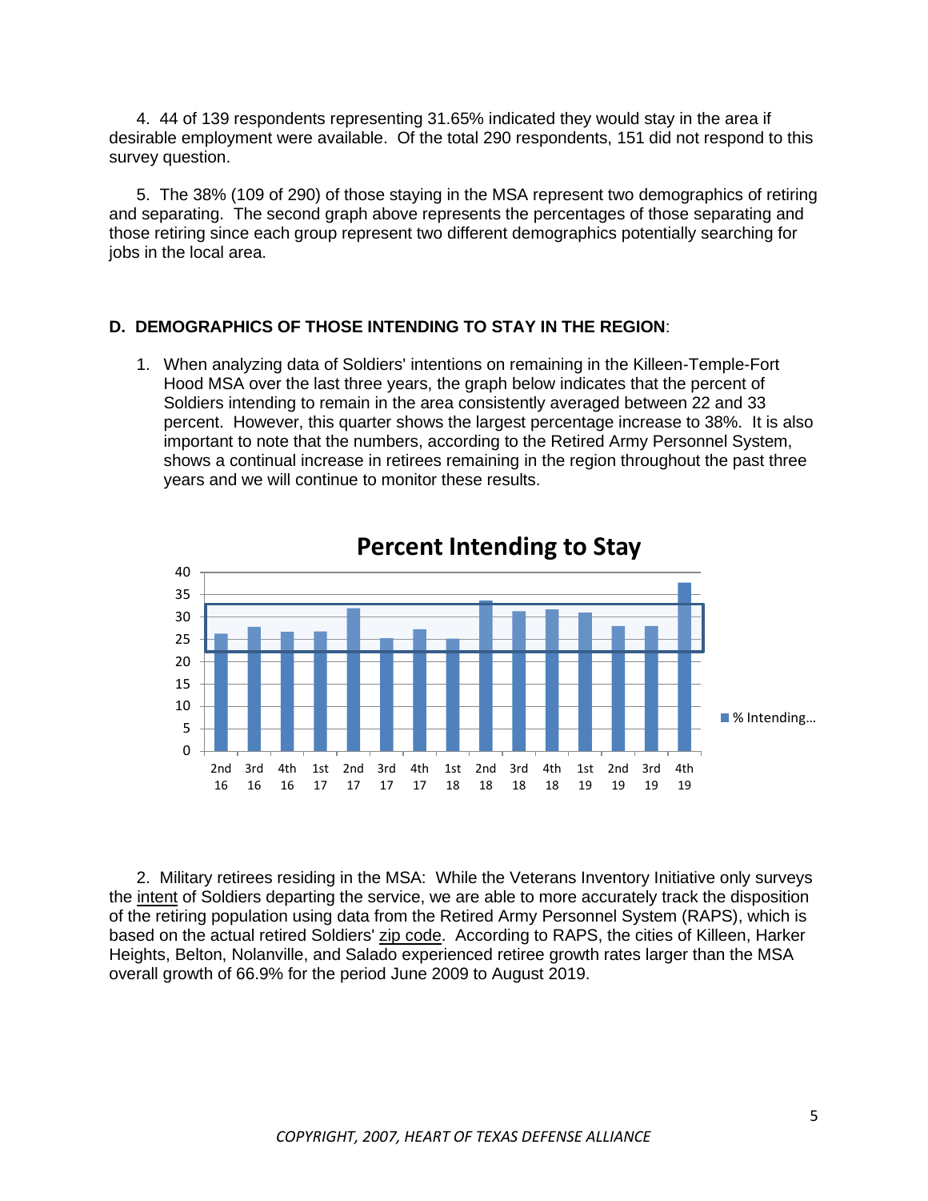4. 44 of 139 respondents representing 31.65% indicated they would stay in the area if desirable employment were available. Of the total 290 respondents, 151 did not respond to this survey question.

5. The 38% (109 of 290) of those staying in the MSA represent two demographics of retiring and separating. The second graph above represents the percentages of those separating and those retiring since each group represent two different demographics potentially searching for jobs in the local area.

**D. DEMOGRAPHICS OF THOSE INTENDING TO STAY IN THE REGION**:

1. When analyzing data of Soldiers' intentions on remaining in the Killeen-Temple-Fort Hood MSA over the last three years, the graph below indicates that the percent of Soldiers intending to remain in the area consistently averaged between 22 and 33 percent. However, this quarter shows the largest percentage increase to 38%. It is also important to note that the numbers, according to the Retired Army Personnel System, shows a continual increase in retirees remaining in the region throughout the past three years and we will continue to monitor these results.

**Percent Intending to Stay**

2. Military retirees residing in the MSA: While the Veterans Inventory Initiative only surveys the intent of Soldiers departing the service, we are able to more accurately track the disposition of the retiring population using data from the Retired Army Personnel System (RAPS), which is based on the actual retired Soldiers' zip code. According to RAPS, the cities of Killeen, Harker Heights, Belton, Nolanville, and Salado experienced retiree growth rates larger than the MSA overall growth of 66.9% for the period June 2009 to August 2019.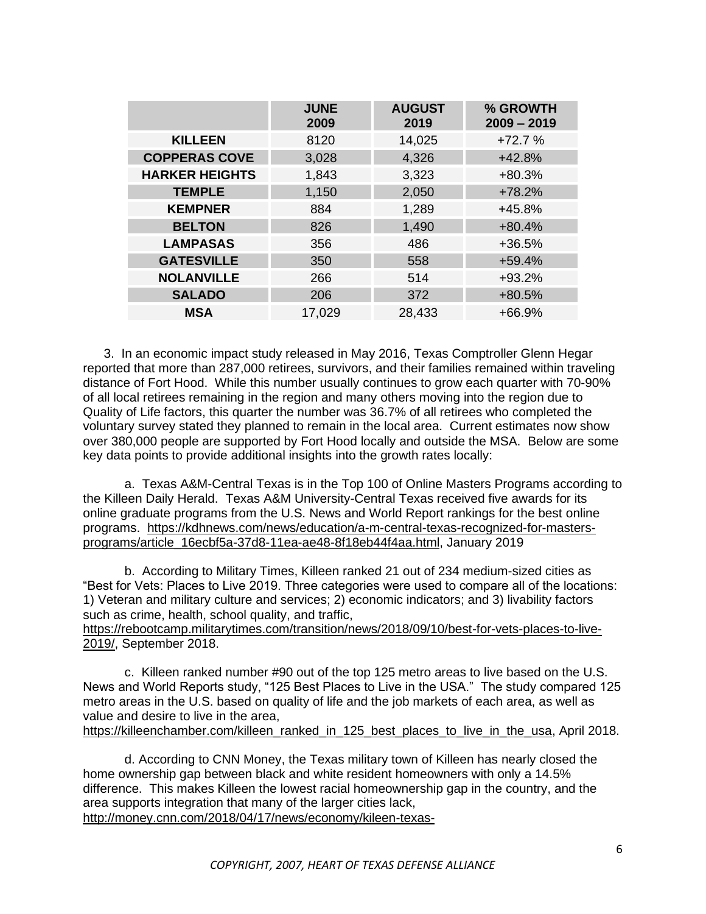| | JUNE 2009 | AUGUST 2019 | % GROWTH 2009 – 2019 |
|---|---|---|---|
| **KILLEEN** | 8120 | 14,025 | +72.7 % |
| **COPPERAS COVE** | 3,028 | 4,326 | +42.8% |
| **HARKER HEIGHTS** | 1,843 | 3,323 | +80.3% |
| **TEMPLE** | 1,150 | 2,050 | +78.2% |
| **KEMPNER** | 884 | 1,289 | +45.8% |
| **BELTON** | 826 | 1,490 | +80.4% |
| **LAMPASAS** | 356 | 486 | +36.5% |
| **GATESVILLE** | 350 | 558 | +59.4% |
| **NOLANVILLE** | 266 | 514 | +93.2% |
| **SALADO** | 206 | 372 | +80.5% |
| **MSA** | 17,029 | 28,433 | +66.9% |

3. In an economic impact study released in May 2016, Texas Comptroller Glenn Hegar reported that more than 287,000 retirees, survivors, and their families remained within traveling distance of Fort Hood. While this number usually continues to grow each quarter with 70-90% of all local retirees remaining in the region and many others moving into the region due to Quality of Life factors, this quarter the number was 36.7% of all retirees who completed the voluntary survey stated they planned to remain in the local area. Current estimates now show over 380,000 people are supported by Fort Hood locally and outside the MSA. Below are some key data points to provide additional insights into the growth rates locally:

a. Texas A&M-Central Texas is in the Top 100 of Online Masters Programs according to the Killeen Daily Herald. Texas A&M University-Central Texas received five awards for its online graduate programs from the U.S. News and World Report rankings for the best online programs. https://kdhnews.com/news/education/a-m-central-texas-recognized-for-masters-programs/article_16ecbf5a-37d8-11ea-ae48-8f18eb44f4aa.html, January 2019

b. According to Military Times, Killeen ranked 21 out of 234 medium-sized cities as "Best for Vets: Places to Live 2019. Three categories were used to compare all of the locations: 1) Veteran and military culture and services; 2) economic indicators; and 3) livability factors such as crime, health, school quality, and traffic, https://rebootcamp.militarytimes.com/transition/news/2018/09/10/best-for-vets-places-to-live-2019/, September 2018.

c. Killeen ranked number #90 out of the top 125 metro areas to live based on the U.S. News and World Reports study, "125 Best Places to Live in the USA." The study compared 125 metro areas in the U.S. based on quality of life and the job markets of each area, as well as value and desire to live in the area, https://killeenchamber.com/killeen_ranked_in_125_best_places_to_live_in_the_usa, April 2018.

d. According to CNN Money, the Texas military town of Killeen has nearly closed the home ownership gap between black and white resident homeowners with only a 14.5% difference. This makes Killeen the lowest racial homeownership gap in the country, and the area supports integration that many of the larger cities lack, http://money.cnn.com/2018/04/17/news/economy/kileen-texas-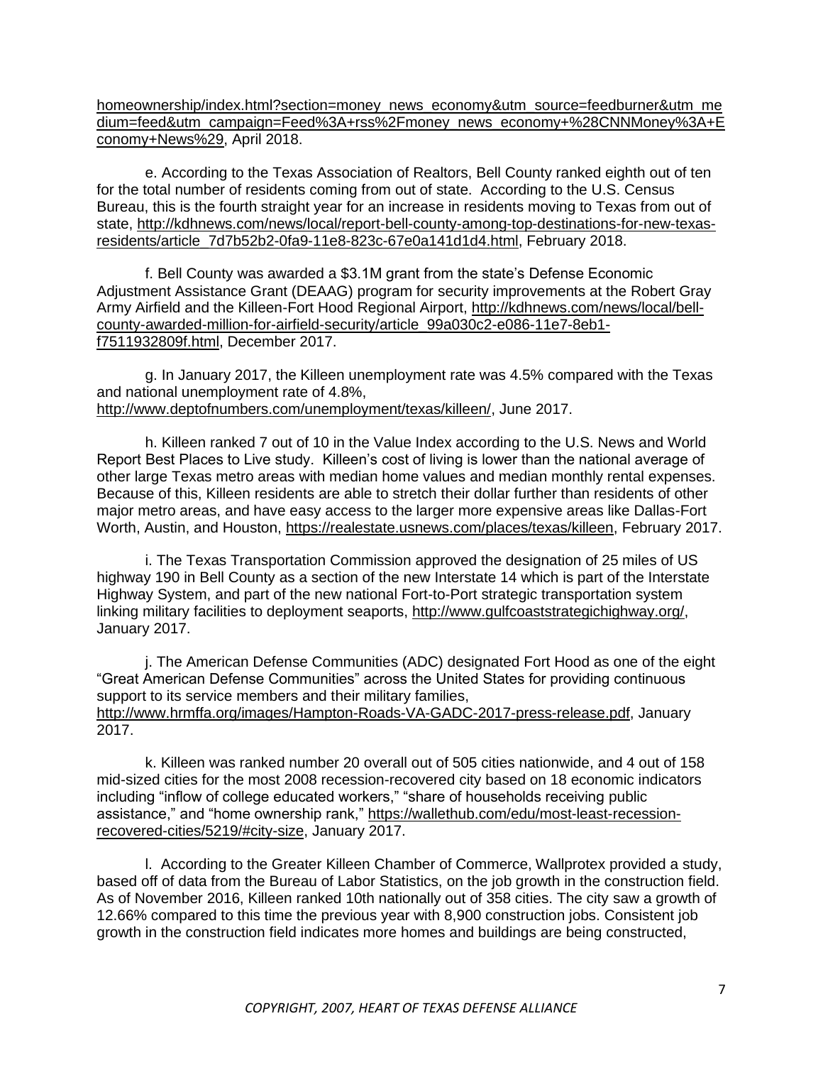homeownership/index.html?section=money_news_economy&utm_source=feedburner&utm_medium=feed&utm_campaign=Feed%3A+rss%2Fmoney_news_economy+%28CNNMoney%3A+Economy+News%29, April 2018.

e. According to the Texas Association of Realtors, Bell County ranked eighth out of ten for the total number of residents coming from out of state. According to the U.S. Census Bureau, this is the fourth straight year for an increase in residents moving to Texas from out of state, http://kdhnews.com/news/local/report-bell-county-among-top-destinations-for-new-texas-residents/article_7d7b52b2-0fa9-11e8-823c-67e0a141d1d4.html, February 2018.

f. Bell County was awarded a $3.1M grant from the state's Defense Economic Adjustment Assistance Grant (DEAAG) program for security improvements at the Robert Gray Army Airfield and the Killeen-Fort Hood Regional Airport, http://kdhnews.com/news/local/bell-county-awarded-million-for-airfield-security/article_99a030c2-e086-11e7-8eb1-f7511932809f.html, December 2017.

g. In January 2017, the Killeen unemployment rate was 4.5% compared with the Texas and national unemployment rate of 4.8%, http://www.deptofnumbers.com/unemployment/texas/killeen/, June 2017.

h. Killeen ranked 7 out of 10 in the Value Index according to the U.S. News and World Report Best Places to Live study. Killeen's cost of living is lower than the national average of other large Texas metro areas with median home values and median monthly rental expenses. Because of this, Killeen residents are able to stretch their dollar further than residents of other major metro areas, and have easy access to the larger more expensive areas like Dallas-Fort Worth, Austin, and Houston, https://realestate.usnews.com/places/texas/killeen, February 2017.

i. The Texas Transportation Commission approved the designation of 25 miles of US highway 190 in Bell County as a section of the new Interstate 14 which is part of the Interstate Highway System, and part of the new national Fort-to-Port strategic transportation system linking military facilities to deployment seaports, http://www.gulfcoaststrategichighway.org/, January 2017.

j. The American Defense Communities (ADC) designated Fort Hood as one of the eight "Great American Defense Communities" across the United States for providing continuous support to its service members and their military families, http://www.hrmffa.org/images/Hampton-Roads-VA-GADC-2017-press-release.pdf, January 2017.

k. Killeen was ranked number 20 overall out of 505 cities nationwide, and 4 out of 158 mid-sized cities for the most 2008 recession-recovered city based on 18 economic indicators including "inflow of college educated workers," "share of households receiving public assistance," and "home ownership rank," https://wallethub.com/edu/most-least-recession-recovered-cities/5219/#city-size, January 2017.

l. According to the Greater Killeen Chamber of Commerce, Wallprotex provided a study, based off of data from the Bureau of Labor Statistics, on the job growth in the construction field. As of November 2016, Killeen ranked 10th nationally out of 358 cities. The city saw a growth of 12.66% compared to this time the previous year with 8,900 construction jobs. Consistent job growth in the construction field indicates more homes and buildings are being constructed,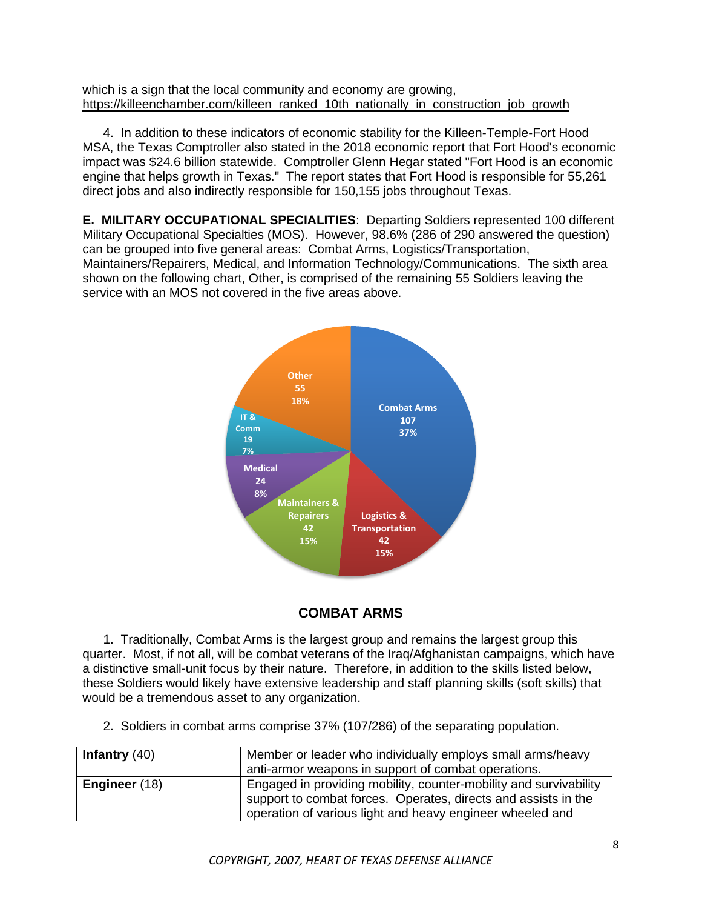which is a sign that the local community and economy are growing, https://killeenchamber.com/killeen_ranked_10th_nationally_in_construction_job_growth

4. In addition to these indicators of economic stability for the Killeen-Temple-Fort Hood MSA, the Texas Comptroller also stated in the 2018 economic report that Fort Hood's economic impact was $24.6 billion statewide. Comptroller Glenn Hegar stated "Fort Hood is an economic engine that helps growth in Texas." The report states that Fort Hood is responsible for 55,261 direct jobs and also indirectly responsible for 150,155 jobs throughout Texas.

**E. MILITARY OCCUPATIONAL SPECIALITIES**: Departing Soldiers represented 100 different Military Occupational Specialties (MOS). However, 98.6% (286 of 290 answered the question) can be grouped into five general areas: Combat Arms, Logistics/Transportation, Maintainers/Repairers, Medical, and Information Technology/Communications. The sixth area shown on the following chart, Other, is comprised of the remaining 55 Soldiers leaving the service with an MOS not covered in the five areas above.

Combat Arms 107 37%
Logistics & Transportation 42 15%
Maintainers & Repairers 42 15%
Medical 24 8%
IT & Comm 19 7%
Other 55 18%

## COMBAT ARMS

1. Traditionally, Combat Arms is the largest group and remains the largest group this quarter. Most, if not all, will be combat veterans of the Iraq/Afghanistan campaigns, which have a distinctive small-unit focus by their nature. Therefore, in addition to the skills listed below, these Soldiers would likely have extensive leadership and staff planning skills (soft skills) that would be a tremendous asset to any organization.

2. Soldiers in combat arms comprise 37% (107/286) of the separating population.

| | |
|---|---|
| **Infantry** (40) | Member or leader who individually employs small arms/heavy anti-armor weapons in support of combat operations. |
| **Engineer** (18) | Engaged in providing mobility, counter-mobility and survivability support to combat forces. Operates, directs and assists in the operation of various light and heavy engineer wheeled and |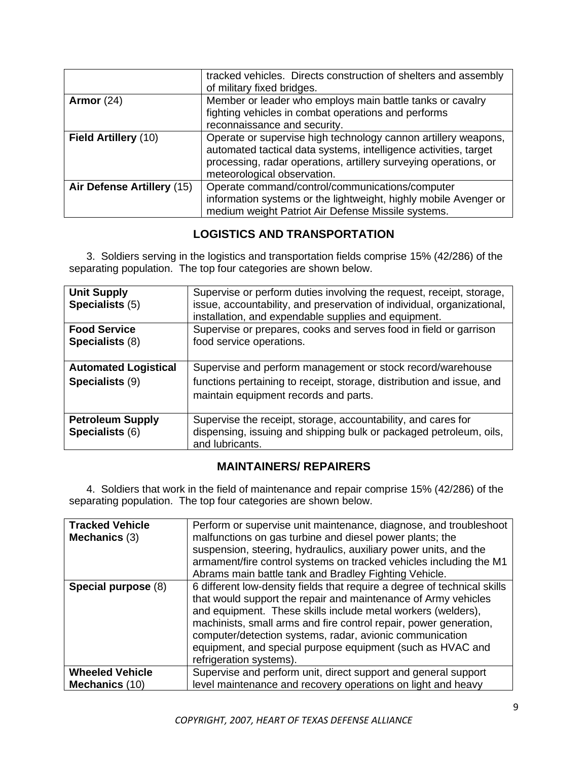| | |
|---|---|
| | tracked vehicles. Directs construction of shelters and assembly of military fixed bridges. |
| **Armor** (24) | Member or leader who employs main battle tanks or cavalry fighting vehicles in combat operations and performs reconnaissance and security. |
| **Field Artillery** (10) | Operate or supervise high technology cannon artillery weapons, automated tactical data systems, intelligence activities, target processing, radar operations, artillery surveying operations, or meteorological observation. |
| **Air Defense Artillery** (15) | Operate command/control/communications/computer information systems or the lightweight, highly mobile Avenger or medium weight Patriot Air Defense Missile systems. |

## LOGISTICS AND TRANSPORTATION

3. Soldiers serving in the logistics and transportation fields comprise 15% (42/286) of the separating population. The top four categories are shown below.

| | |
|---|---|
| **Unit Supply Specialists** (5) | Supervise or perform duties involving the request, receipt, storage, issue, accountability, and preservation of individual, organizational, installation, and expendable supplies and equipment. |
| **Food Service Specialists** (8) | Supervise or prepares, cooks and serves food in field or garrison food service operations. |
| **Automated Logistical Specialists** (9) | Supervise and perform management or stock record/warehouse functions pertaining to receipt, storage, distribution and issue, and maintain equipment records and parts. |
| **Petroleum Supply Specialists** (6) | Supervise the receipt, storage, accountability, and cares for dispensing, issuing and shipping bulk or packaged petroleum, oils, and lubricants. |

## MAINTAINERS/ REPAIRERS

4. Soldiers that work in the field of maintenance and repair comprise 15% (42/286) of the separating population. The top four categories are shown below.

| | |
|---|---|
| **Tracked Vehicle Mechanics** (3) | Perform or supervise unit maintenance, diagnose, and troubleshoot malfunctions on gas turbine and diesel power plants; the suspension, steering, hydraulics, auxiliary power units, and the armament/fire control systems on tracked vehicles including the M1 Abrams main battle tank and Bradley Fighting Vehicle. |
| **Special purpose** (8) | 6 different low-density fields that require a degree of technical skills that would support the repair and maintenance of Army vehicles and equipment. These skills include metal workers (welders), machinists, small arms and fire control repair, power generation, computer/detection systems, radar, avionic communication equipment, and special purpose equipment (such as HVAC and refrigeration systems). |
| **Wheeled Vehicle Mechanics** (10) | Supervise and perform unit, direct support and general support level maintenance and recovery operations on light and heavy |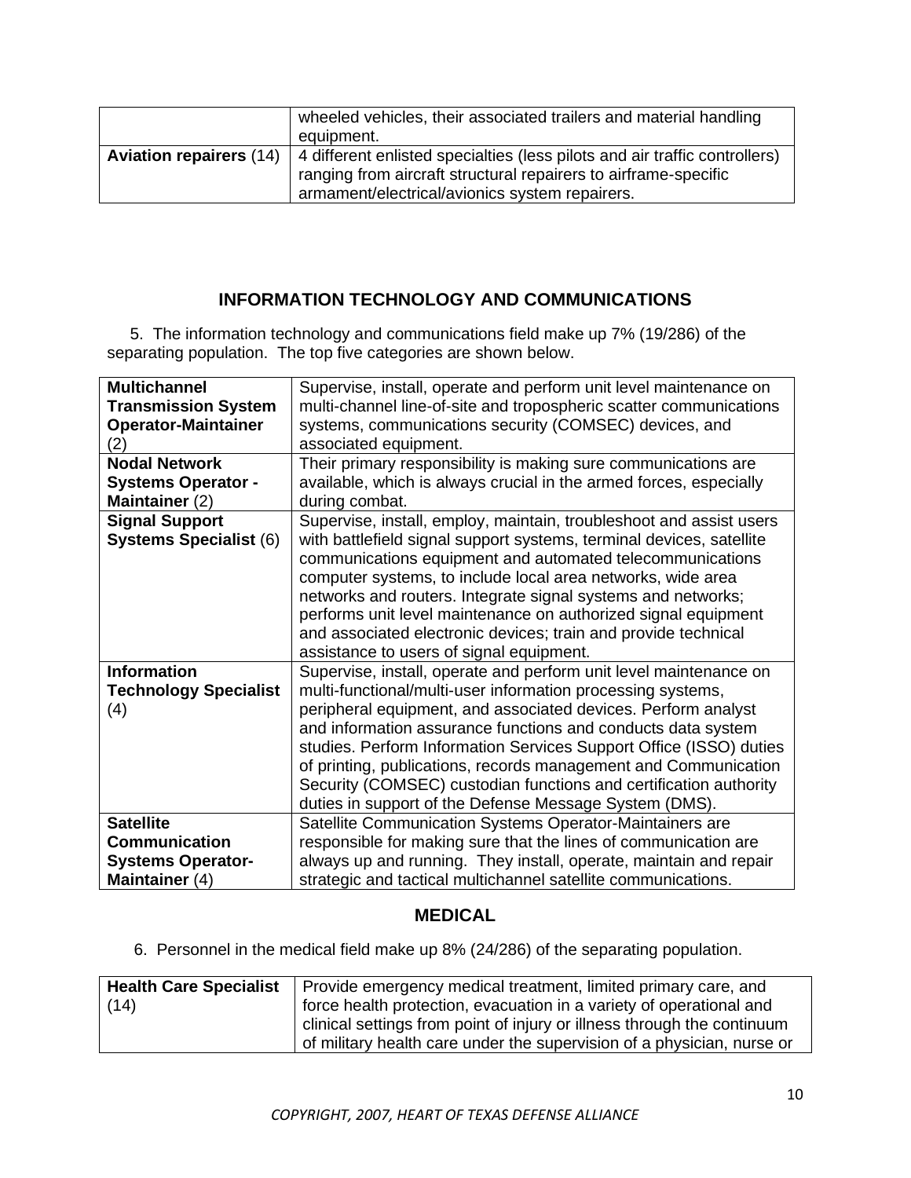| | |
|---|---|
| | wheeled vehicles, their associated trailers and material handling equipment. |
| **Aviation repairers** (14) | 4 different enlisted specialties (less pilots and air traffic controllers) ranging from aircraft structural repairers to airframe-specific armament/electrical/avionics system repairers. |

## INFORMATION TECHNOLOGY AND COMMUNICATIONS

5. The information technology and communications field make up 7% (19/286) of the separating population. The top five categories are shown below.

| | |
|---|---|
| **Multichannel Transmission System Operator-Maintainer** (2) | Supervise, install, operate and perform unit level maintenance on multi-channel line-of-site and tropospheric scatter communications systems, communications security (COMSEC) devices, and associated equipment. |
| **Nodal Network Systems Operator - Maintainer** (2) | Their primary responsibility is making sure communications are available, which is always crucial in the armed forces, especially during combat. |
| **Signal Support Systems Specialist** (6) | Supervise, install, employ, maintain, troubleshoot and assist users with battlefield signal support systems, terminal devices, satellite communications equipment and automated telecommunications computer systems, to include local area networks, wide area networks and routers. Integrate signal systems and networks; performs unit level maintenance on authorized signal equipment and associated electronic devices; train and provide technical assistance to users of signal equipment. |
| **Information Technology Specialist** (4) | Supervise, install, operate and perform unit level maintenance on multi-functional/multi-user information processing systems, peripheral equipment, and associated devices. Perform analyst and information assurance functions and conducts data system studies. Perform Information Services Support Office (ISSO) duties of printing, publications, records management and Communication Security (COMSEC) custodian functions and certification authority duties in support of the Defense Message System (DMS). |
| **Satellite Communication Systems Operator-Maintainer** (4) | Satellite Communication Systems Operator-Maintainers are responsible for making sure that the lines of communication are always up and running. They install, operate, maintain and repair strategic and tactical multichannel satellite communications. |

## MEDICAL

6. Personnel in the medical field make up 8% (24/286) of the separating population.

| | |
|---|---|
| **Health Care Specialist** (14) | Provide emergency medical treatment, limited primary care, and force health protection, evacuation in a variety of operational and clinical settings from point of injury or illness through the continuum of military health care under the supervision of a physician, nurse or |

*COPYRIGHT, 2007, HEART OF TEXAS DEFENSE ALLIANCE*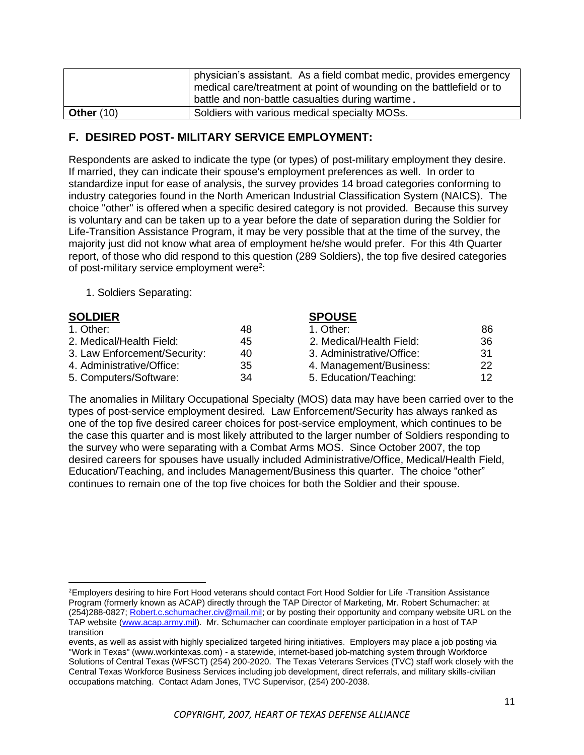| | physician's assistant. As a field combat medic, provides emergency medical care/treatment at point of wounding on the battlefield or to battle and non-battle casualties during wartime. |
|---|---|
| **Other** (10) | Soldiers with various medical specialty MOSs. |

## F. DESIRED POST- MILITARY SERVICE EMPLOYMENT:

Respondents are asked to indicate the type (or types) of post-military employment they desire. If married, they can indicate their spouse's employment preferences as well. In order to standardize input for ease of analysis, the survey provides 14 broad categories conforming to industry categories found in the North American Industrial Classification System (NAICS). The choice "other" is offered when a specific desired category is not provided. Because this survey is voluntary and can be taken up to a year before the date of separation during the Soldier for Life-Transition Assistance Program, it may be very possible that at the time of the survey, the majority just did not know what area of employment he/she would prefer. For this 4th Quarter report, of those who did respond to this question (289 Soldiers), the top five desired categories of post-military service employment were[2]:

1. Soldiers Separating:

| **SOLDIER** | | **SPOUSE** | |
|---|---|---|---|
| 1. Other: | 48 | 1. Other: | 86 |
| 2. Medical/Health Field: | 45 | 2. Medical/Health Field: | 36 |
| 3. Law Enforcement/Security: | 40 | 3. Administrative/Office: | 31 |
| 4. Administrative/Office: | 35 | 4. Management/Business: | 22 |
| 5. Computers/Software: | 34 | 5. Education/Teaching: | 12 |

The anomalies in Military Occupational Specialty (MOS) data may have been carried over to the types of post-service employment desired. Law Enforcement/Security has always ranked as one of the top five desired career choices for post-service employment, which continues to be the case this quarter and is most likely attributed to the larger number of Soldiers responding to the survey who were separating with a Combat Arms MOS. Since October 2007, the top desired careers for spouses have usually included Administrative/Office, Medical/Health Field, Education/Teaching, and includes Management/Business this quarter. The choice "other" continues to remain one of the top five choices for both the Soldier and their spouse.

---

[2]Employers desiring to hire Fort Hood veterans should contact Fort Hood Soldier for Life -Transition Assistance Program (formerly known as ACAP) directly through the TAP Director of Marketing, Mr. Robert Schumacher: at (254)288-0827; Robert.c.schumacher.civ@mail.mil; or by posting their opportunity and company website URL on the TAP website (www.acap.army.mil). Mr. Schumacher can coordinate employer participation in a host of TAP transition events, as well as assist with highly specialized targeted hiring initiatives. Employers may place a job posting via "Work in Texas" (www.workintexas.com) - a statewide, internet-based job-matching system through Workforce Solutions of Central Texas (WFSCT) (254) 200-2020. The Texas Veterans Services (TVC) staff work closely with the Central Texas Workforce Business Services including job development, direct referrals, and military skills-civilian occupations matching. Contact Adam Jones, TVC Supervisor, (254) 200-2038.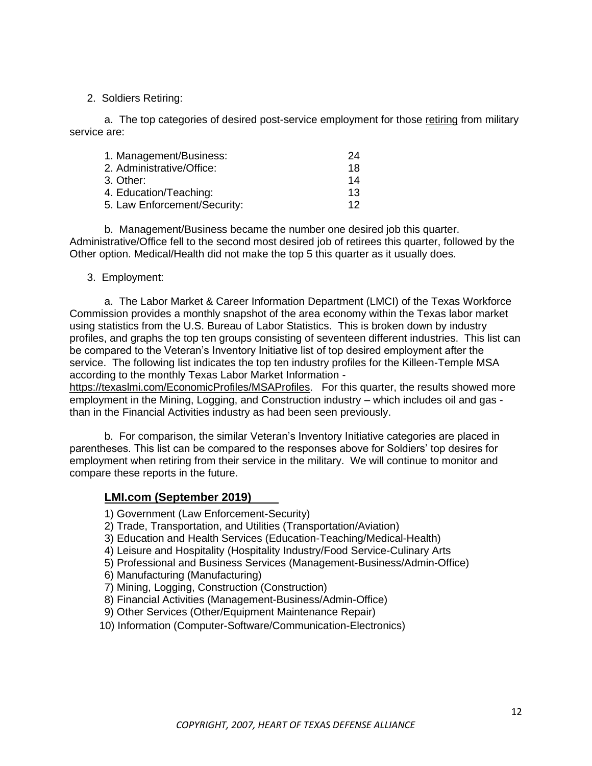2. Soldiers Retiring:

a. The top categories of desired post-service employment for those retiring from military service are:

| | |
|---|---|
| 1. Management/Business: | 24 |
| 2. Administrative/Office: | 18 |
| 3. Other: | 14 |
| 4. Education/Teaching: | 13 |
| 5. Law Enforcement/Security: | 12 |

b. Management/Business became the number one desired job this quarter. Administrative/Office fell to the second most desired job of retirees this quarter, followed by the Other option. Medical/Health did not make the top 5 this quarter as it usually does.

3. Employment:

a. The Labor Market & Career Information Department (LMCI) of the Texas Workforce Commission provides a monthly snapshot of the area economy within the Texas labor market using statistics from the U.S. Bureau of Labor Statistics. This is broken down by industry profiles, and graphs the top ten groups consisting of seventeen different industries. This list can be compared to the Veteran's Inventory Initiative list of top desired employment after the service. The following list indicates the top ten industry profiles for the Killeen-Temple MSA according to the monthly Texas Labor Market Information - https://texaslmi.com/EconomicProfiles/MSAProfiles. For this quarter, the results showed more employment in the Mining, Logging, and Construction industry – which includes oil and gas - than in the Financial Activities industry as had been seen previously.

b. For comparison, the similar Veteran's Inventory Initiative categories are placed in parentheses. This list can be compared to the responses above for Soldiers' top desires for employment when retiring from their service in the military. We will continue to monitor and compare these reports in the future.

**LMI.com (September 2019)**

1) Government (Law Enforcement-Security)
2) Trade, Transportation, and Utilities (Transportation/Aviation)
3) Education and Health Services (Education-Teaching/Medical-Health)
4) Leisure and Hospitality (Hospitality Industry/Food Service-Culinary Arts
5) Professional and Business Services (Management-Business/Admin-Office)
6) Manufacturing (Manufacturing)
7) Mining, Logging, Construction (Construction)
8) Financial Activities (Management-Business/Admin-Office)
9) Other Services (Other/Equipment Maintenance Repair)
10) Information (Computer-Software/Communication-Electronics)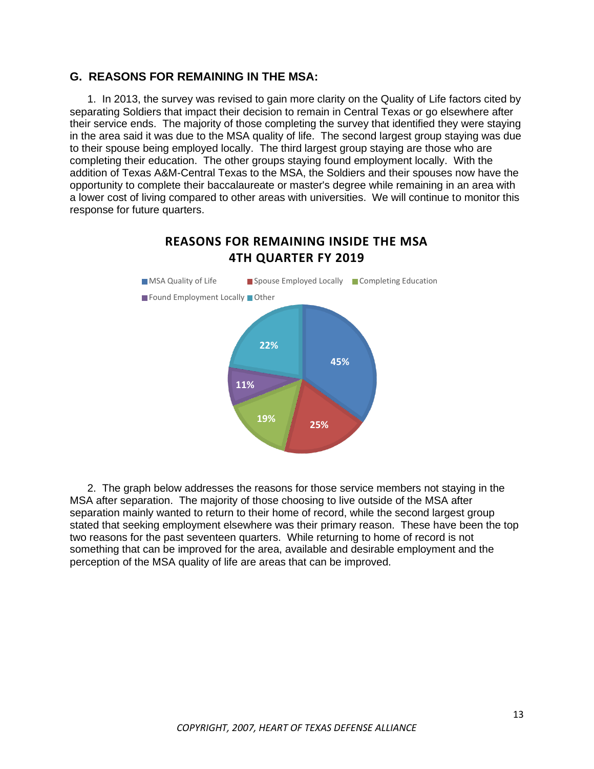## G. REASONS FOR REMAINING IN THE MSA:

1. In 2013, the survey was revised to gain more clarity on the Quality of Life factors cited by separating Soldiers that impact their decision to remain in Central Texas or go elsewhere after their service ends. The majority of those completing the survey that identified they were staying in the area said it was due to the MSA quality of life. The second largest group staying was due to their spouse being employed locally. The third largest group staying are those who are completing their education. The other groups staying found employment locally. With the addition of Texas A&M-Central Texas to the MSA, the Soldiers and their spouses now have the opportunity to complete their baccalaureate or master's degree while remaining in an area with a lower cost of living compared to other areas with universities. We will continue to monitor this response for future quarters.

**REASONS FOR REMAINING INSIDE THE MSA**
**4TH QUARTER FY 2019**

| Reason | Percent |
|---|---|
| MSA Quality of Life | 45% |
| Spouse Employed Locally | 25% |
| Completing Education | 19% |
| Found Employment Locally | 11% |
| Other | 22% |

2. The graph below addresses the reasons for those service members not staying in the MSA after separation. The majority of those choosing to live outside of the MSA after separation mainly wanted to return to their home of record, while the second largest group stated that seeking employment elsewhere was their primary reason. These have been the top two reasons for the past seventeen quarters. While returning to home of record is not something that can be improved for the area, available and desirable employment and the perception of the MSA quality of life are areas that can be improved.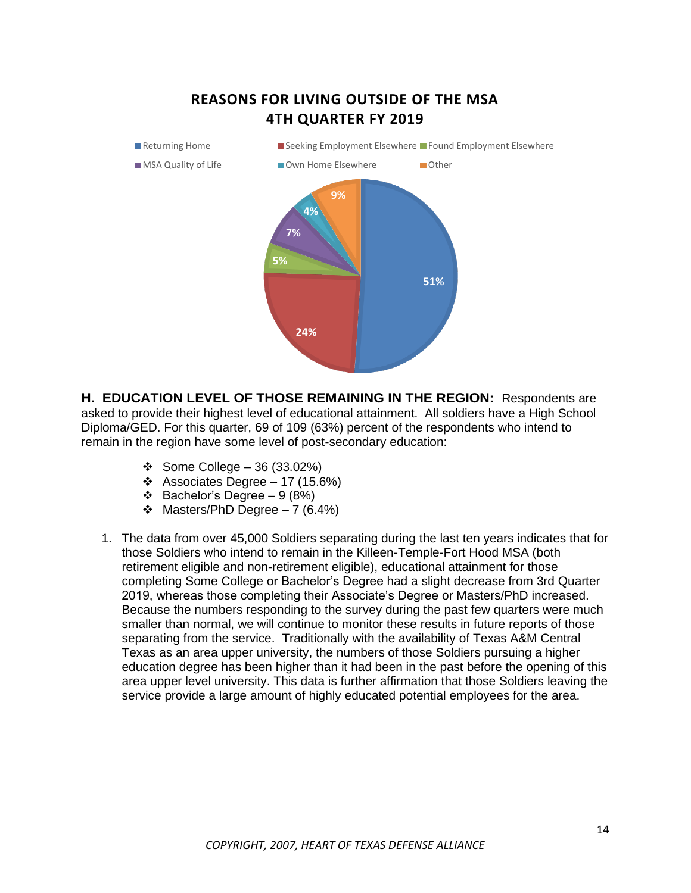## REASONS FOR LIVING OUTSIDE OF THE MSA
## 4TH QUARTER FY 2019

| Reason | Percentage |
|---|---|
| Returning Home | 51% |
| Seeking Employment Elsewhere | 24% |
| Found Employment Elsewhere | 5% |
| MSA Quality of Life | 7% |
| Own Home Elsewhere | 4% |
| Other | 9% |

**H. EDUCATION LEVEL OF THOSE REMAINING IN THE REGION:** Respondents are asked to provide their highest level of educational attainment. All soldiers have a High School Diploma/GED. For this quarter, 69 of 109 (63%) percent of the respondents who intend to remain in the region have some level of post-secondary education:

- Some College – 36 (33.02%)
- Associates Degree – 17 (15.6%)
- Bachelor's Degree – 9 (8%)
- Masters/PhD Degree – 7 (6.4%)

1. The data from over 45,000 Soldiers separating during the last ten years indicates that for those Soldiers who intend to remain in the Killeen-Temple-Fort Hood MSA (both retirement eligible and non-retirement eligible), educational attainment for those completing Some College or Bachelor's Degree had a slight decrease from 3rd Quarter 2019, whereas those completing their Associate's Degree or Masters/PhD increased. Because the numbers responding to the survey during the past few quarters were much smaller than normal, we will continue to monitor these results in future reports of those separating from the service. Traditionally with the availability of Texas A&M Central Texas as an area upper university, the numbers of those Soldiers pursuing a higher education degree has been higher than it had been in the past before the opening of this area upper level university. This data is further affirmation that those Soldiers leaving the service provide a large amount of highly educated potential employees for the area.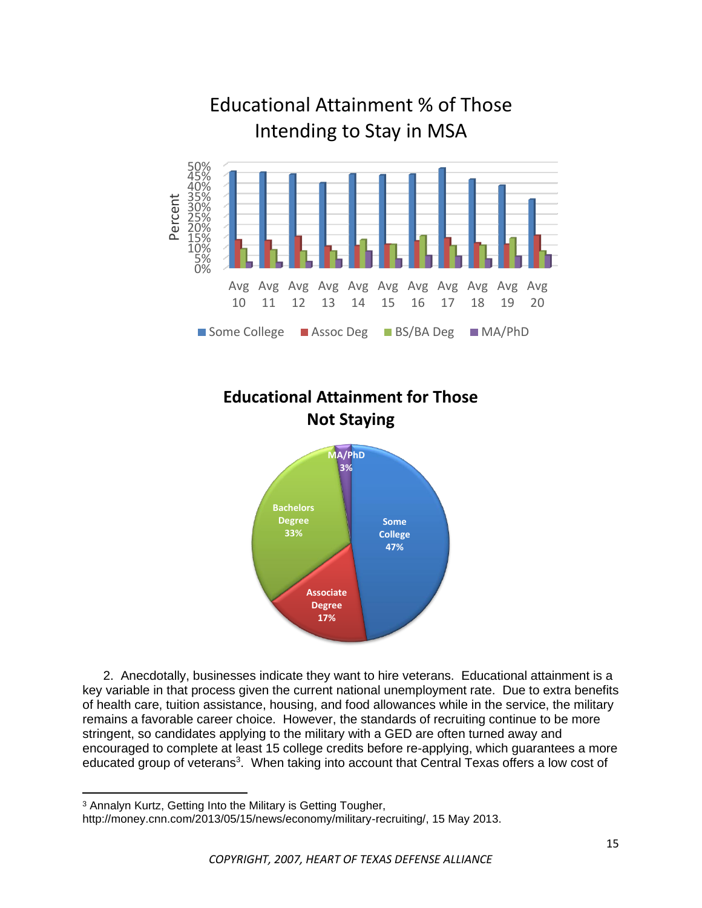Educational Attainment % of Those Intending to Stay in MSA

Percent

Avg 10, Avg 11, Avg 12, Avg 13, Avg 14, Avg 15, Avg 16, Avg 17, Avg 18, Avg 19, Avg 20

Some College, Assoc Deg, BS/BA Deg, MA/PhD

**Educational Attainment for Those Not Staying**

MA/PhD 3%, Some College 47%, Associate Degree 17%, Bachelors Degree 33%

2. Anecdotally, businesses indicate they want to hire veterans. Educational attainment is a key variable in that process given the current national unemployment rate. Due to extra benefits of health care, tuition assistance, housing, and food allowances while in the service, the military remains a favorable career choice. However, the standards of recruiting continue to be more stringent, so candidates applying to the military with a GED are often turned away and encouraged to complete at least 15 college credits before re-applying, which guarantees a more educated group of veterans[3]. When taking into account that Central Texas offers a low cost of

---

[3] Annalyn Kurtz, Getting Into the Military is Getting Tougher, http://money.cnn.com/2013/05/15/news/economy/military-recruiting/, 15 May 2013.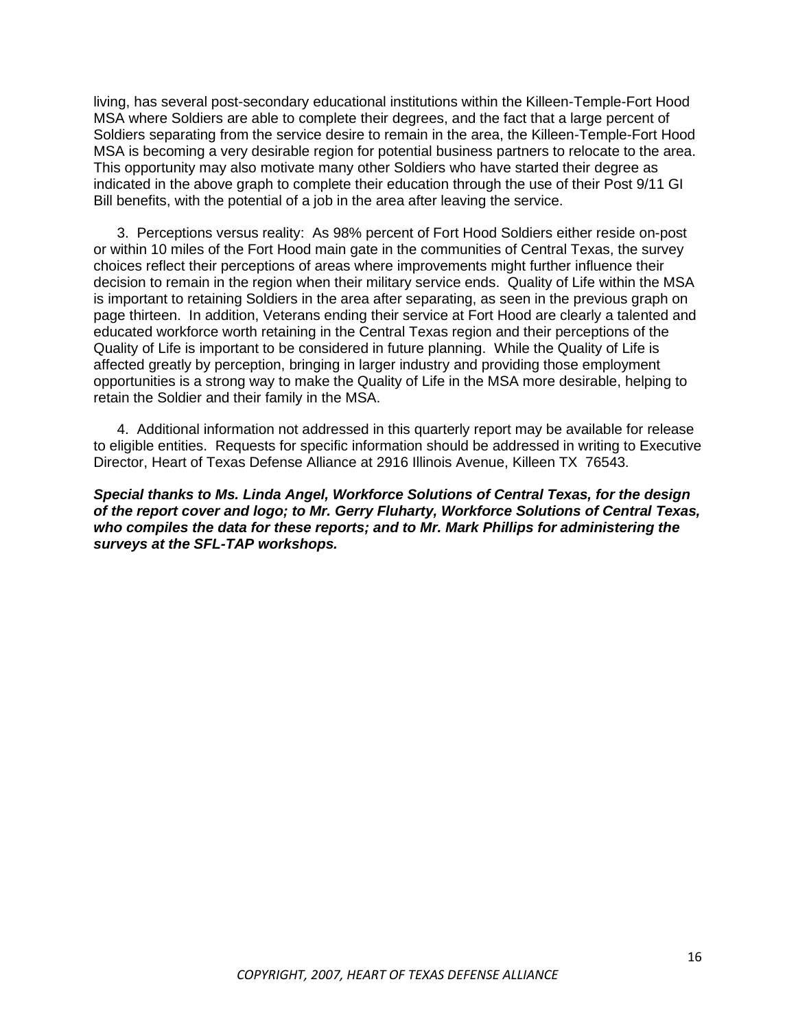living, has several post-secondary educational institutions within the Killeen-Temple-Fort Hood MSA where Soldiers are able to complete their degrees, and the fact that a large percent of Soldiers separating from the service desire to remain in the area, the Killeen-Temple-Fort Hood MSA is becoming a very desirable region for potential business partners to relocate to the area. This opportunity may also motivate many other Soldiers who have started their degree as indicated in the above graph to complete their education through the use of their Post 9/11 GI Bill benefits, with the potential of a job in the area after leaving the service.

3. Perceptions versus reality: As 98% percent of Fort Hood Soldiers either reside on-post or within 10 miles of the Fort Hood main gate in the communities of Central Texas, the survey choices reflect their perceptions of areas where improvements might further influence their decision to remain in the region when their military service ends. Quality of Life within the MSA is important to retaining Soldiers in the area after separating, as seen in the previous graph on page thirteen. In addition, Veterans ending their service at Fort Hood are clearly a talented and educated workforce worth retaining in the Central Texas region and their perceptions of the Quality of Life is important to be considered in future planning. While the Quality of Life is affected greatly by perception, bringing in larger industry and providing those employment opportunities is a strong way to make the Quality of Life in the MSA more desirable, helping to retain the Soldier and their family in the MSA.

4. Additional information not addressed in this quarterly report may be available for release to eligible entities. Requests for specific information should be addressed in writing to Executive Director, Heart of Texas Defense Alliance at 2916 Illinois Avenue, Killeen TX 76543.

***Special thanks to Ms. Linda Angel, Workforce Solutions of Central Texas, for the design of the report cover and logo; to Mr. Gerry Fluharty, Workforce Solutions of Central Texas, who compiles the data for these reports; and to Mr. Mark Phillips for administering the surveys at the SFL-TAP workshops.***